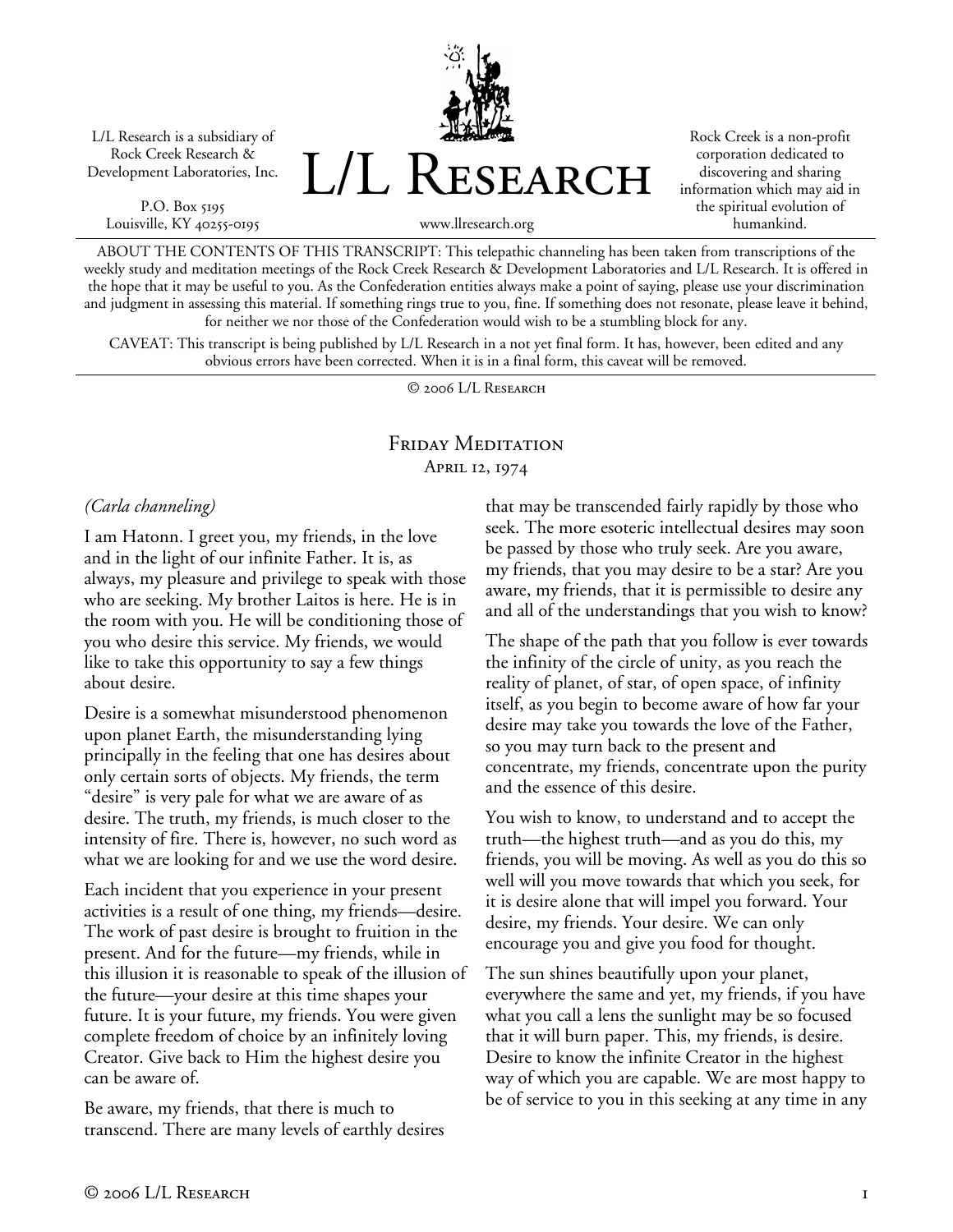L/L Research is a subsidiary of Rock Creek Research & Development Laboratories, Inc.

P.O. Box 5195
Louisville, KY 40255-0195

# L/L Research

www.llresearch.org

Rock Creek is a non-profit corporation dedicated to discovering and sharing information which may aid in the spiritual evolution of humankind.

ABOUT THE CONTENTS OF THIS TRANSCRIPT: This telepathic channeling has been taken from transcriptions of the weekly study and meditation meetings of the Rock Creek Research & Development Laboratories and L/L Research. It is offered in the hope that it may be useful to you. As the Confederation entities always make a point of saying, please use your discrimination and judgment in assessing this material. If something rings true to you, fine. If something does not resonate, please leave it behind, for neither we nor those of the Confederation would wish to be a stumbling block for any.

CAVEAT: This transcript is being published by L/L Research in a not yet final form. It has, however, been edited and any obvious errors have been corrected. When it is in a final form, this caveat will be removed.

© 2006 L/L Research

## Friday Meditation
### April 12, 1974

*(Carla channeling)*

I am Hatonn. I greet you, my friends, in the love and in the light of our infinite Father. It is, as always, my pleasure and privilege to speak with those who are seeking. My brother Laitos is here. He is in the room with you. He will be conditioning those of you who desire this service. My friends, we would like to take this opportunity to say a few things about desire.

Desire is a somewhat misunderstood phenomenon upon planet Earth, the misunderstanding lying principally in the feeling that one has desires about only certain sorts of objects. My friends, the term "desire" is very pale for what we are aware of as desire. The truth, my friends, is much closer to the intensity of fire. There is, however, no such word as what we are looking for and we use the word desire.

Each incident that you experience in your present activities is a result of one thing, my friends—desire. The work of past desire is brought to fruition in the present. And for the future—my friends, while in this illusion it is reasonable to speak of the illusion of the future—your desire at this time shapes your future. It is your future, my friends. You were given complete freedom of choice by an infinitely loving Creator. Give back to Him the highest desire you can be aware of.

Be aware, my friends, that there is much to transcend. There are many levels of earthly desires that may be transcended fairly rapidly by those who seek. The more esoteric intellectual desires may soon be passed by those who truly seek. Are you aware, my friends, that you may desire to be a star? Are you aware, my friends, that it is permissible to desire any and all of the understandings that you wish to know?

The shape of the path that you follow is ever towards the infinity of the circle of unity, as you reach the reality of planet, of star, of open space, of infinity itself, as you begin to become aware of how far your desire may take you towards the love of the Father, so you may turn back to the present and concentrate, my friends, concentrate upon the purity and the essence of this desire.

You wish to know, to understand and to accept the truth—the highest truth—and as you do this, my friends, you will be moving. As well as you do this so well will you move towards that which you seek, for it is desire alone that will impel you forward. Your desire, my friends. Your desire. We can only encourage you and give you food for thought.

The sun shines beautifully upon your planet, everywhere the same and yet, my friends, if you have what you call a lens the sunlight may be so focused that it will burn paper. This, my friends, is desire. Desire to know the infinite Creator in the highest way of which you are capable. We are most happy to be of service to you in this seeking at any time in any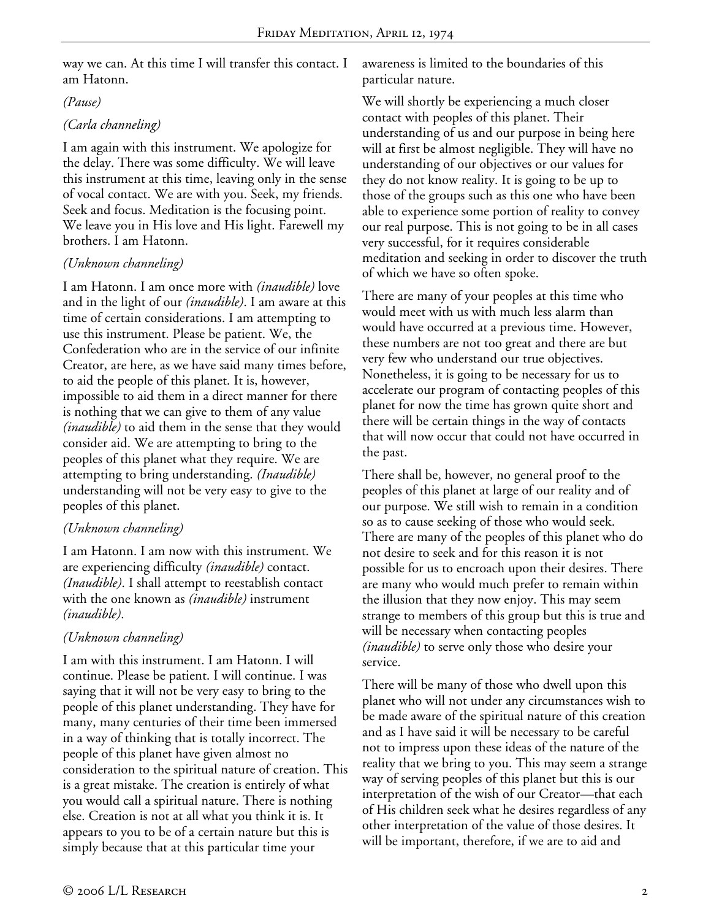way we can. At this time I will transfer this contact. I am Hatonn.

*(Pause)*

*(Carla channeling)*

I am again with this instrument. We apologize for the delay. There was some difficulty. We will leave this instrument at this time, leaving only in the sense of vocal contact. We are with you. Seek, my friends. Seek and focus. Meditation is the focusing point. We leave you in His love and His light. Farewell my brothers. I am Hatonn.

*(Unknown channeling)*

I am Hatonn. I am once more with *(inaudible)* love and in the light of our *(inaudible)*. I am aware at this time of certain considerations. I am attempting to use this instrument. Please be patient. We, the Confederation who are in the service of our infinite Creator, are here, as we have said many times before, to aid the people of this planet. It is, however, impossible to aid them in a direct manner for there is nothing that we can give to them of any value *(inaudible)* to aid them in the sense that they would consider aid. We are attempting to bring to the peoples of this planet what they require. We are attempting to bring understanding. *(Inaudible)* understanding will not be very easy to give to the peoples of this planet.

*(Unknown channeling)*

I am Hatonn. I am now with this instrument. We are experiencing difficulty *(inaudible)* contact. *(Inaudible)*. I shall attempt to reestablish contact with the one known as *(inaudible)* instrument *(inaudible)*.

*(Unknown channeling)*

I am with this instrument. I am Hatonn. I will continue. Please be patient. I will continue. I was saying that it will not be very easy to bring to the people of this planet understanding. They have for many, many centuries of their time been immersed in a way of thinking that is totally incorrect. The people of this planet have given almost no consideration to the spiritual nature of creation. This is a great mistake. The creation is entirely of what you would call a spiritual nature. There is nothing else. Creation is not at all what you think it is. It appears to you to be of a certain nature but this is simply because that at this particular time your awareness is limited to the boundaries of this particular nature.

We will shortly be experiencing a much closer contact with peoples of this planet. Their understanding of us and our purpose in being here will at first be almost negligible. They will have no understanding of our objectives or our values for they do not know reality. It is going to be up to those of the groups such as this one who have been able to experience some portion of reality to convey our real purpose. This is not going to be in all cases very successful, for it requires considerable meditation and seeking in order to discover the truth of which we have so often spoke.

There are many of your peoples at this time who would meet with us with much less alarm than would have occurred at a previous time. However, these numbers are not too great and there are but very few who understand our true objectives. Nonetheless, it is going to be necessary for us to accelerate our program of contacting peoples of this planet for now the time has grown quite short and there will be certain things in the way of contacts that will now occur that could not have occurred in the past.

There shall be, however, no general proof to the peoples of this planet at large of our reality and of our purpose. We still wish to remain in a condition so as to cause seeking of those who would seek. There are many of the peoples of this planet who do not desire to seek and for this reason it is not possible for us to encroach upon their desires. There are many who would much prefer to remain within the illusion that they now enjoy. This may seem strange to members of this group but this is true and will be necessary when contacting peoples *(inaudible)* to serve only those who desire your service.

There will be many of those who dwell upon this planet who will not under any circumstances wish to be made aware of the spiritual nature of this creation and as I have said it will be necessary to be careful not to impress upon these ideas of the nature of the reality that we bring to you. This may seem a strange way of serving peoples of this planet but this is our interpretation of the wish of our Creator—that each of His children seek what he desires regardless of any other interpretation of the value of those desires. It will be important, therefore, if we are to aid and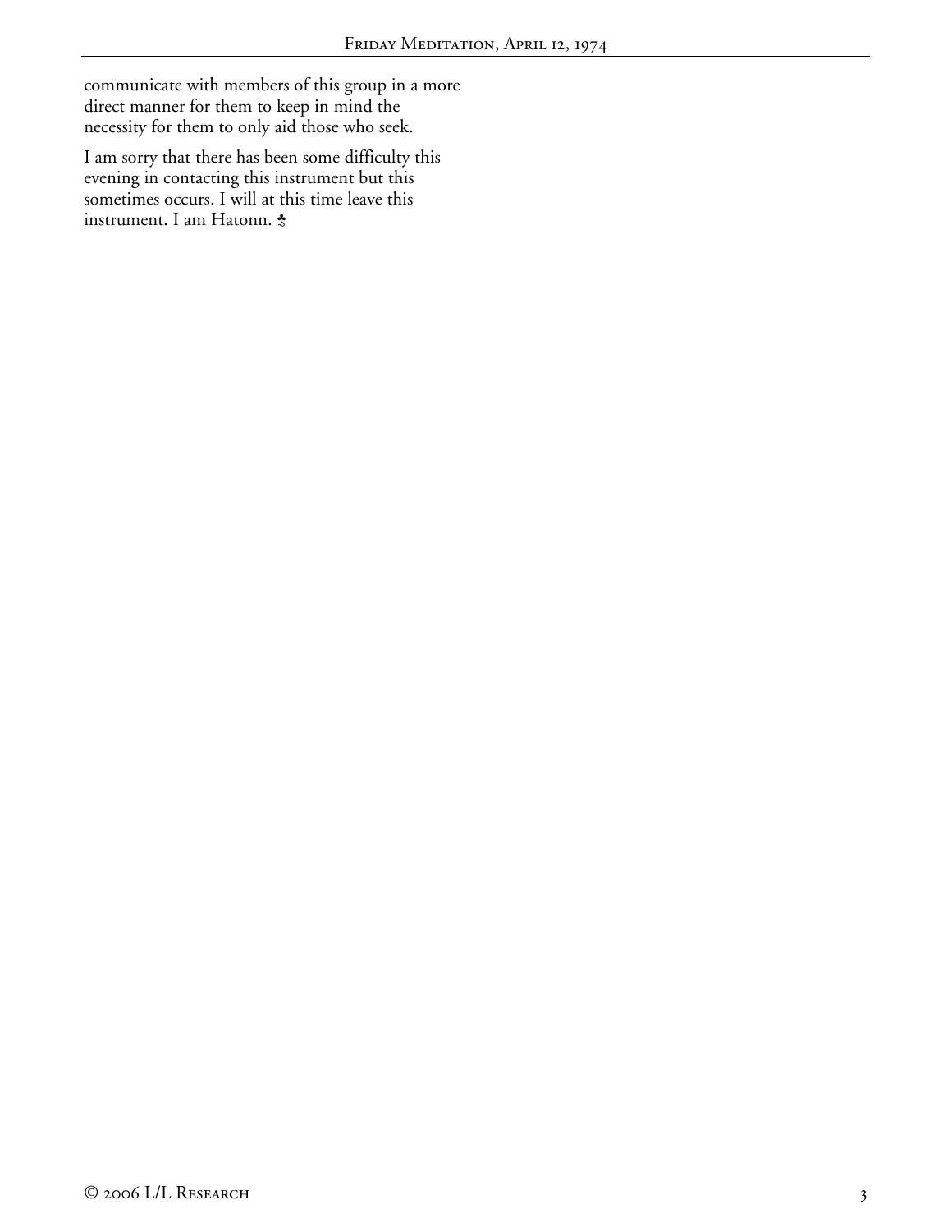communicate with members of this group in a more direct manner for them to keep in mind the necessity for them to only aid those who seek.

I am sorry that there has been some difficulty this evening in contacting this instrument but this sometimes occurs. I will at this time leave this instrument. I am Hatonn. ♣